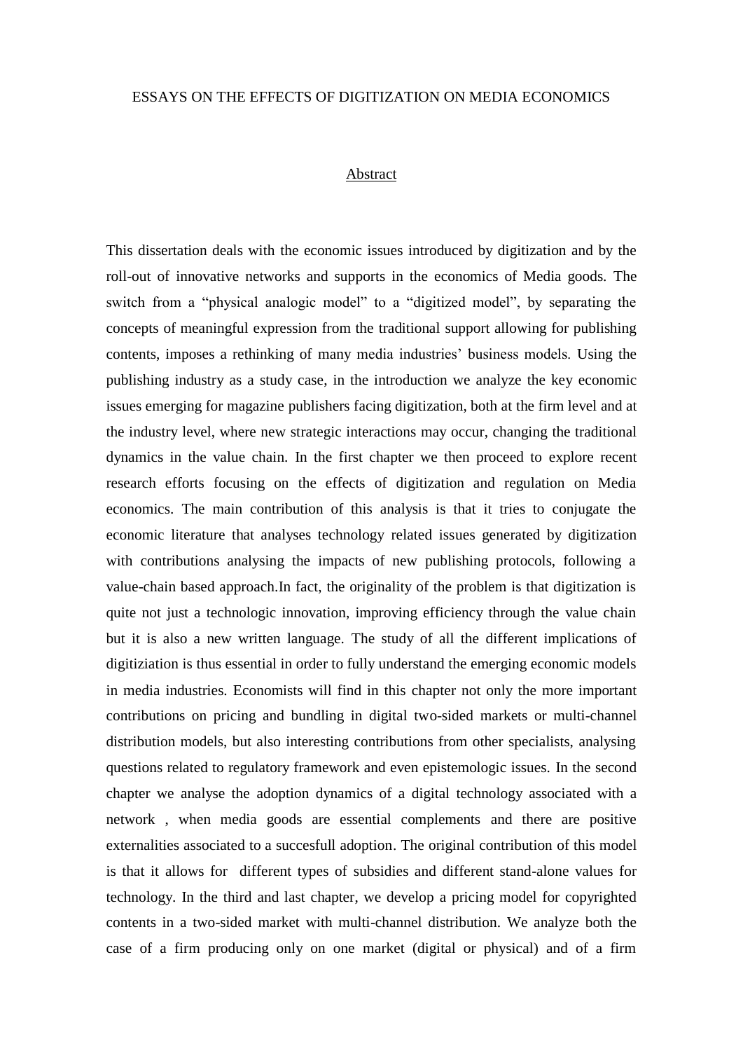# ESSAYS ON THE EFFECTS OF DIGITIZATION ON MEDIA ECONOMICS

## Abstract

This dissertation deals with the economic issues introduced by digitization and by the roll-out of innovative networks and supports in the economics of Media goods. The switch from a “physical analogic model” to a “digitized model”, by separating the concepts of meaningful expression from the traditional support allowing for publishing contents, imposes a rethinking of many media industries’ business models. Using the publishing industry as a study case, in the introduction we analyze the key economic issues emerging for magazine publishers facing digitization, both at the firm level and at the industry level, where new strategic interactions may occur, changing the traditional dynamics in the value chain. In the first chapter we then proceed to explore recent research efforts focusing on the effects of digitization and regulation on Media economics. The main contribution of this analysis is that it tries to conjugate the economic literature that analyses technology related issues generated by digitization with contributions analysing the impacts of new publishing protocols, following a value-chain based approach.In fact, the originality of the problem is that digitization is quite not just a technologic innovation, improving efficiency through the value chain but it is also a new written language. The study of all the different implications of digitiziation is thus essential in order to fully understand the emerging economic models in media industries. Economists will find in this chapter not only the more important contributions on pricing and bundling in digital two-sided markets or multi-channel distribution models, but also interesting contributions from other specialists, analysing questions related to regulatory framework and even epistemologic issues. In the second chapter we analyse the adoption dynamics of a digital technology associated with a network , when media goods are essential complements and there are positive externalities associated to a succesfull adoption. The original contribution of this model is that it allows for different types of subsidies and different stand-alone values for technology. In the third and last chapter, we develop a pricing model for copyrighted contents in a two-sided market with multi-channel distribution. We analyze both the case of a firm producing only on one market (digital or physical) and of a firm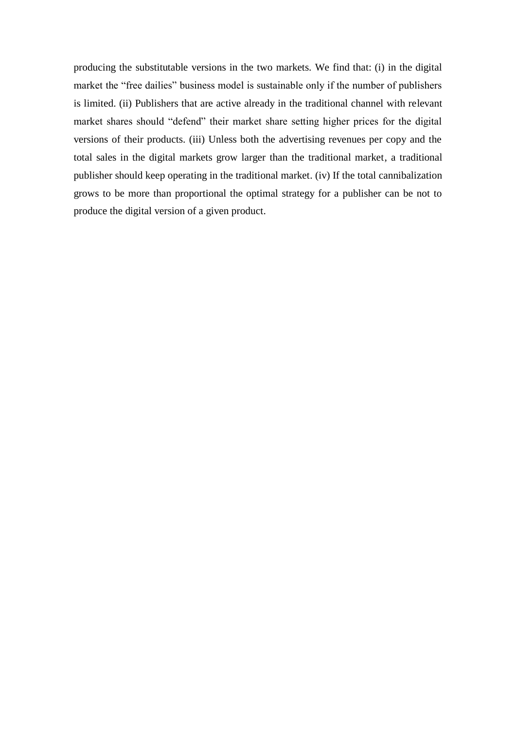producing the substitutable versions in the two markets. We find that: (i) in the digital market the "free dailies" business model is sustainable only if the number of publishers is limited. (ii) Publishers that are active already in the traditional channel with relevant market shares should "defend" their market share setting higher prices for the digital versions of their products. (iii) Unless both the advertising revenues per copy and the total sales in the digital markets grow larger than the traditional market, a traditional publisher should keep operating in the traditional market. (iv) If the total cannibalization grows to be more than proportional the optimal strategy for a publisher can be not to produce the digital version of a given product.